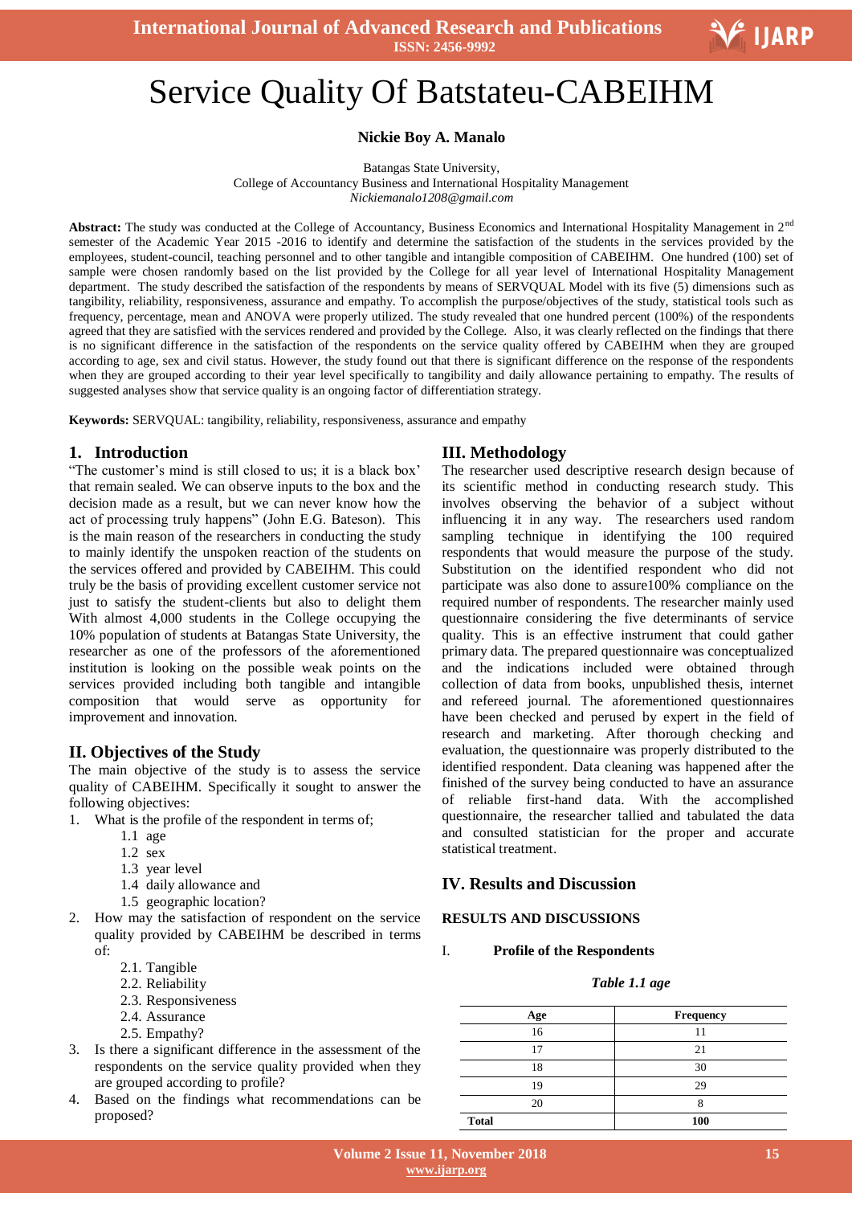# Service Quality Of Batstateu-CABEIHM

**Nickie Boy A. Manalo**

Batangas State University,
College of Accountancy Business and International Hospitality Management
*Nickiemanalo1208@gmail.com*

**Abstract:** The study was conducted at the College of Accountancy, Business Economics and International Hospitality Management in 2nd semester of the Academic Year 2015 -2016 to identify and determine the satisfaction of the students in the services provided by the employees, student-council, teaching personnel and to other tangible and intangible composition of CABEIHM. One hundred (100) set of sample were chosen randomly based on the list provided by the College for all year level of International Hospitality Management department. The study described the satisfaction of the respondents by means of SERVQUAL Model with its five (5) dimensions such as tangibility, reliability, responsiveness, assurance and empathy. To accomplish the purpose/objectives of the study, statistical tools such as frequency, percentage, mean and ANOVA were properly utilized. The study revealed that one hundred percent (100%) of the respondents agreed that they are satisfied with the services rendered and provided by the College. Also, it was clearly reflected on the findings that there is no significant difference in the satisfaction of the respondents on the service quality offered by CABEIHM when they are grouped according to age, sex and civil status. However, the study found out that there is significant difference on the response of the respondents when they are grouped according to their year level specifically to tangibility and daily allowance pertaining to empathy. The results of suggested analyses show that service quality is an ongoing factor of differentiation strategy.

**Keywords:** SERVQUAL: tangibility, reliability, responsiveness, assurance and empathy

## 1. Introduction

"The customer's mind is still closed to us; it is a black box' that remain sealed. We can observe inputs to the box and the decision made as a result, but we can never know how the act of processing truly happens" (John E.G. Bateson). This is the main reason of the researchers in conducting the study to mainly identify the unspoken reaction of the students on the services offered and provided by CABEIHM. This could truly be the basis of providing excellent customer service not just to satisfy the student-clients but also to delight them With almost 4,000 students in the College occupying the 10% population of students at Batangas State University, the researcher as one of the professors of the aforementioned institution is looking on the possible weak points on the services provided including both tangible and intangible composition that would serve as opportunity for improvement and innovation.

## II. Objectives of the Study

The main objective of the study is to assess the service quality of CABEIHM. Specifically it sought to answer the following objectives:

1. What is the profile of the respondent in terms of;
   - 1.1 age
   - 1.2 sex
   - 1.3 year level
   - 1.4 daily allowance and
   - 1.5 geographic location?
2. How may the satisfaction of respondent on the service quality provided by CABEIHM be described in terms of:
   - 2.1. Tangible
   - 2.2. Reliability
   - 2.3. Responsiveness
   - 2.4. Assurance
   - 2.5. Empathy?
3. Is there a significant difference in the assessment of the respondents on the service quality provided when they are grouped according to profile?
4. Based on the findings what recommendations can be proposed?

## III. Methodology

The researcher used descriptive research design because of its scientific method in conducting research study. This involves observing the behavior of a subject without influencing it in any way. The researchers used random sampling technique in identifying the 100 required respondents that would measure the purpose of the study. Substitution on the identified respondent who did not participate was also done to assure100% compliance on the required number of respondents. The researcher mainly used questionnaire considering the five determinants of service quality. This is an effective instrument that could gather primary data. The prepared questionnaire was conceptualized and the indications included were obtained through collection of data from books, unpublished thesis, internet and refereed journal. The aforementioned questionnaires have been checked and perused by expert in the field of research and marketing. After thorough checking and evaluation, the questionnaire was properly distributed to the identified respondent. Data cleaning was happened after the finished of the survey being conducted to have an assurance of reliable first-hand data. With the accomplished questionnaire, the researcher tallied and tabulated the data and consulted statistician for the proper and accurate statistical treatment.

## IV. Results and Discussion

**RESULTS AND DISCUSSIONS**

I. **Profile of the Respondents**

***Table 1.1 age***

| Age | Frequency |
|---|---|
| 16 | 11 |
| 17 | 21 |
| 18 | 30 |
| 19 | 29 |
| 20 | 8 |
| **Total** | **100** |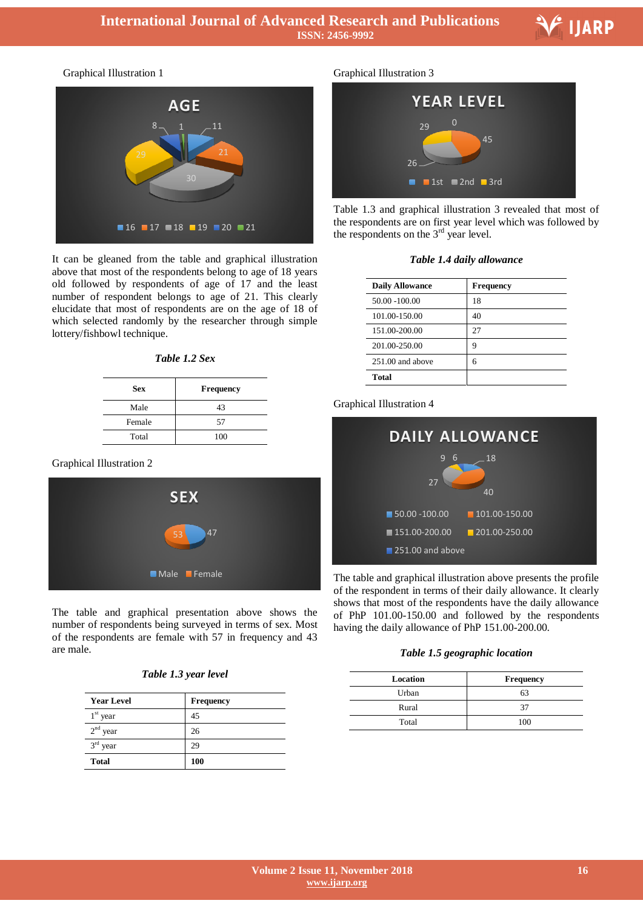Graphical Illustration 1

It can be gleaned from the table and graphical illustration above that most of the respondents belong to age of 18 years old followed by respondents of age of 17 and the least number of respondent belongs to age of 21. This clearly elucidate that most of respondents are on the age of 18 of which selected randomly by the researcher through simple lottery/fishbowl technique.

*Table 1.2 Sex*

| Sex | Frequency |
|---|---|
| Male | 43 |
| Female | 57 |
| Total | 100 |

Graphical Illustration 2

The table and graphical presentation above shows the number of respondents being surveyed in terms of sex. Most of the respondents are female with 57 in frequency and 43 are male.

*Table 1.3 year level*

| Year Level | Frequency |
|---|---|
| 1st year | 45 |
| 2nd year | 26 |
| 3rd year | 29 |
| **Total** | **100** |

Graphical Illustration 3

Table 1.3 and graphical illustration 3 revealed that most of the respondents are on first year level which was followed by the respondents on the 3rd year level.

*Table 1.4 daily allowance*

| Daily Allowance | Frequency |
|---|---|
| 50.00 -100.00 | 18 |
| 101.00-150.00 | 40 |
| 151.00-200.00 | 27 |
| 201.00-250.00 | 9 |
| 251.00 and above | 6 |
| **Total** | |

Graphical Illustration 4

The table and graphical illustration above presents the profile of the respondent in terms of their daily allowance. It clearly shows that most of the respondents have the daily allowance of PhP 101.00-150.00 and followed by the respondents having the daily allowance of PhP 151.00-200.00.

*Table 1.5 geographic location*

| Location | Frequency |
|---|---|
| Urban | 63 |
| Rural | 37 |
| Total | 100 |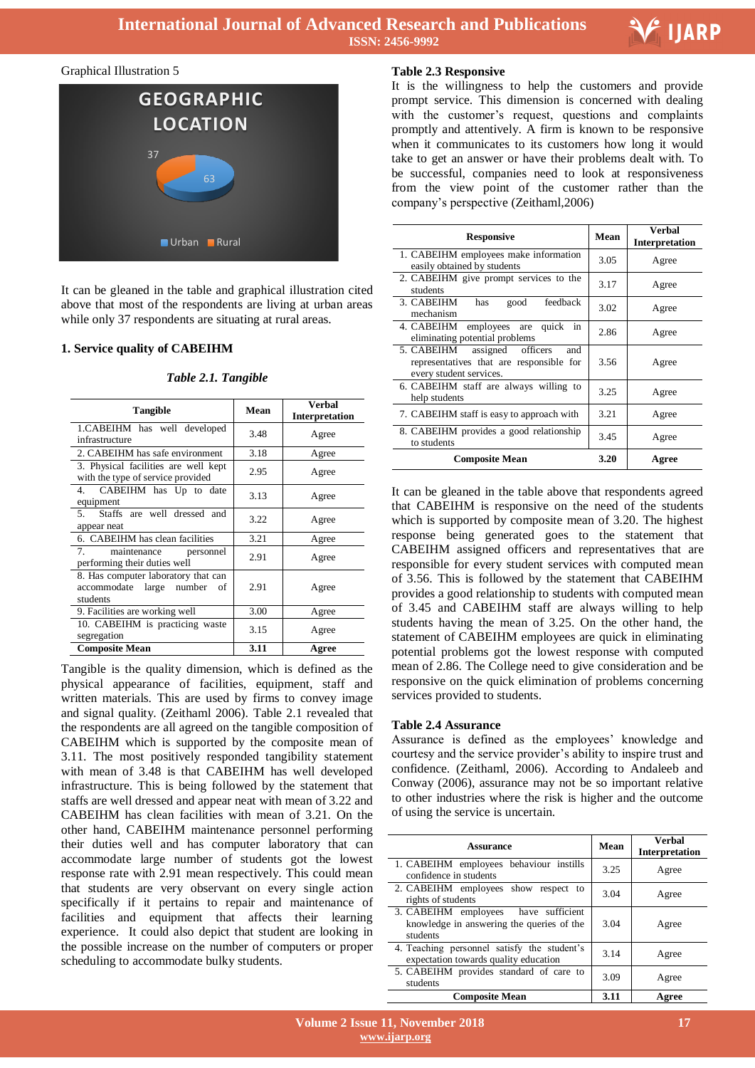Graphical Illustration 5

It can be gleaned in the table and graphical illustration cited above that most of the respondents are living at urban areas while only 37 respondents are situating at rural areas.

### 1. Service quality of CABEIHM

*Table 2.1. Tangible*

| Tangible | Mean | Verbal Interpretation |
|---|---|---|
| 1.CABEIHM has well developed infrastructure | 3.48 | Agree |
| 2. CABEIHM has safe environment | 3.18 | Agree |
| 3. Physical facilities are well kept with the type of service provided | 2.95 | Agree |
| 4. CABEIHM has Up to date equipment | 3.13 | Agree |
| 5. Staffs are well dressed and appear neat | 3.22 | Agree |
| 6. CABEIHM has clean facilities | 3.21 | Agree |
| 7. maintenance personnel performing their duties well | 2.91 | Agree |
| 8. Has computer laboratory that can accommodate large number of students | 2.91 | Agree |
| 9. Facilities are working well | 3.00 | Agree |
| 10. CABEIHM is practicing waste segregation | 3.15 | Agree |
| **Composite Mean** | **3.11** | **Agree** |

Tangible is the quality dimension, which is defined as the physical appearance of facilities, equipment, staff and written materials. This are used by firms to convey image and signal quality. (Zeithaml 2006). Table 2.1 revealed that the respondents are all agreed on the tangible composition of CABEIHM which is supported by the composite mean of 3.11. The most positively responded tangibility statement with mean of 3.48 is that CABEIHM has well developed infrastructure. This is being followed by the statement that staffs are well dressed and appear neat with mean of 3.22 and CABEIHM has clean facilities with mean of 3.21. On the other hand, CABEIHM maintenance personnel performing their duties well and has computer laboratory that can accommodate large number of students got the lowest response rate with 2.91 mean respectively. This could mean that students are very observant on every single action specifically if it pertains to repair and maintenance of facilities and equipment that affects their learning experience. It could also depict that student are looking in the possible increase on the number of computers or proper scheduling to accommodate bulky students.

**Table 2.3 Responsive**

It is the willingness to help the customers and provide prompt service. This dimension is concerned with dealing with the customer's request, questions and complaints promptly and attentively. A firm is known to be responsive when it communicates to its customers how long it would take to get an answer or have their problems dealt with. To be successful, companies need to look at responsiveness from the view point of the customer rather than the company's perspective (Zeithaml,2006)

| Responsive | Mean | Verbal Interpretation |
|---|---|---|
| 1. CABEIHM employees make information easily obtained by students | 3.05 | Agree |
| 2. CABEIHM give prompt services to the students | 3.17 | Agree |
| 3. CABEIHM has good feedback mechanism | 3.02 | Agree |
| 4. CABEIHM employees are quick in eliminating potential problems | 2.86 | Agree |
| 5. CABEIHM assigned officers and representatives that are responsible for every student services. | 3.56 | Agree |
| 6. CABEIHM staff are always willing to help students | 3.25 | Agree |
| 7. CABEIHM staff is easy to approach with | 3.21 | Agree |
| 8. CABEIHM provides a good relationship to students | 3.45 | Agree |
| **Composite Mean** | **3.20** | **Agree** |

It can be gleaned in the table above that respondents agreed that CABEIHM is responsive on the need of the students which is supported by composite mean of 3.20. The highest response being generated goes to the statement that CABEIHM assigned officers and representatives that are responsible for every student services with computed mean of 3.56. This is followed by the statement that CABEIHM provides a good relationship to students with computed mean of 3.45 and CABEIHM staff are always willing to help students having the mean of 3.25. On the other hand, the statement of CABEIHM employees are quick in eliminating potential problems got the lowest response with computed mean of 2.86. The College need to give consideration and be responsive on the quick elimination of problems concerning services provided to students.

**Table 2.4 Assurance**

Assurance is defined as the employees' knowledge and courtesy and the service provider's ability to inspire trust and confidence. (Zeithaml, 2006). According to Andaleeb and Conway (2006), assurance may not be so important relative to other industries where the risk is higher and the outcome of using the service is uncertain.

| Assurance | Mean | Verbal Interpretation |
|---|---|---|
| 1. CABEIHM employees behaviour instills confidence in students | 3.25 | Agree |
| 2. CABEIHM employees show respect to rights of students | 3.04 | Agree |
| 3. CABEIHM employees have sufficient knowledge in answering the queries of the students | 3.04 | Agree |
| 4. Teaching personnel satisfy the student's expectation towards quality education | 3.14 | Agree |
| 5. CABEIHM provides standard of care to students | 3.09 | Agree |
| **Composite Mean** | **3.11** | **Agree** |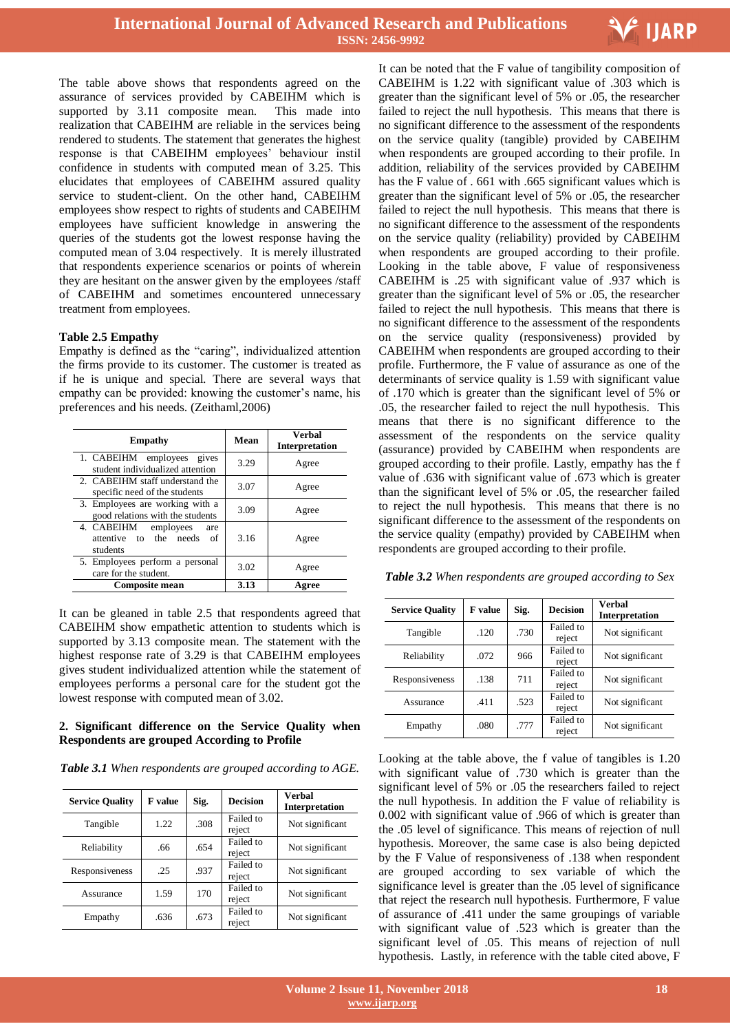The table above shows that respondents agreed on the assurance of services provided by CABEIHM which is supported by 3.11 composite mean. This made into realization that CABEIHM are reliable in the services being rendered to students. The statement that generates the highest response is that CABEIHM employees' behaviour instil confidence in students with computed mean of 3.25. This elucidates that employees of CABEIHM assured quality service to student-client. On the other hand, CABEIHM employees show respect to rights of students and CABEIHM employees have sufficient knowledge in answering the queries of the students got the lowest response having the computed mean of 3.04 respectively. It is merely illustrated that respondents experience scenarios or points of wherein they are hesitant on the answer given by the employees /staff of CABEIHM and sometimes encountered unnecessary treatment from employees.

**Table 2.5 Empathy**

Empathy is defined as the "caring", individualized attention the firms provide to its customer. The customer is treated as if he is unique and special. There are several ways that empathy can be provided: knowing the customer's name, his preferences and his needs. (Zeithaml,2006)

| Empathy | Mean | Verbal Interpretation |
|---|---|---|
| 1. CABEIHM employees gives student individualized attention | 3.29 | Agree |
| 2. CABEIHM staff understand the specific need of the students | 3.07 | Agree |
| 3. Employees are working with a good relations with the students | 3.09 | Agree |
| 4. CABEIHM employees are attentive to the needs of students | 3.16 | Agree |
| 5. Employees perform a personal care for the student. | 3.02 | Agree |
| **Composite mean** | **3.13** | **Agree** |

It can be gleaned in table 2.5 that respondents agreed that CABEIHM show empathetic attention to students which is supported by 3.13 composite mean. The statement with the highest response rate of 3.29 is that CABEIHM employees gives student individualized attention while the statement of employees performs a personal care for the student got the lowest response with computed mean of 3.02.

**2. Significant difference on the Service Quality when Respondents are grouped According to Profile**

***Table 3.1*** *When respondents are grouped according to AGE.*

| Service Quality | F value | Sig. | Decision | Verbal Interpretation |
|---|---|---|---|---|
| Tangible | 1.22 | .308 | Failed to reject | Not significant |
| Reliability | .66 | .654 | Failed to reject | Not significant |
| Responsiveness | .25 | .937 | Failed to reject | Not significant |
| Assurance | 1.59 | 170 | Failed to reject | Not significant |
| Empathy | .636 | .673 | Failed to reject | Not significant |

It can be noted that the F value of tangibility composition of CABEIHM is 1.22 with significant value of .303 which is greater than the significant level of 5% or .05, the researcher failed to reject the null hypothesis. This means that there is no significant difference to the assessment of the respondents on the service quality (tangible) provided by CABEIHM when respondents are grouped according to their profile. In addition, reliability of the services provided by CABEIHM has the F value of . 661 with .665 significant values which is greater than the significant level of 5% or .05, the researcher failed to reject the null hypothesis. This means that there is no significant difference to the assessment of the respondents on the service quality (reliability) provided by CABEIHM when respondents are grouped according to their profile. Looking in the table above, F value of responsiveness CABEIHM is .25 with significant value of .937 which is greater than the significant level of 5% or .05, the researcher failed to reject the null hypothesis. This means that there is no significant difference to the assessment of the respondents on the service quality (responsiveness) provided by CABEIHM when respondents are grouped according to their profile. Furthermore, the F value of assurance as one of the determinants of service quality is 1.59 with significant value of .170 which is greater than the significant level of 5% or .05, the researcher failed to reject the null hypothesis. This means that there is no significant difference to the assessment of the respondents on the service quality (assurance) provided by CABEIHM when respondents are grouped according to their profile. Lastly, empathy has the f value of .636 with significant value of .673 which is greater than the significant level of 5% or .05, the researcher failed to reject the null hypothesis. This means that there is no significant difference to the assessment of the respondents on the service quality (empathy) provided by CABEIHM when respondents are grouped according to their profile.

***Table 3.2*** *When respondents are grouped according to Sex*

| Service Quality | F value | Sig. | Decision | Verbal Interpretation |
|---|---|---|---|---|
| Tangible | .120 | .730 | Failed to reject | Not significant |
| Reliability | .072 | 966 | Failed to reject | Not significant |
| Responsiveness | .138 | 711 | Failed to reject | Not significant |
| Assurance | .411 | .523 | Failed to reject | Not significant |
| Empathy | .080 | .777 | Failed to reject | Not significant |

Looking at the table above, the f value of tangibles is 1.20 with significant value of .730 which is greater than the significant level of 5% or .05 the researchers failed to reject the null hypothesis. In addition the F value of reliability is 0.002 with significant value of .966 of which is greater than the .05 level of significance. This means of rejection of null hypothesis. Moreover, the same case is also being depicted by the F Value of responsiveness of .138 when respondent are grouped according to sex variable of which the significance level is greater than the .05 level of significance that reject the research null hypothesis. Furthermore, F value of assurance of .411 under the same groupings of variable with significant value of .523 which is greater than the significant level of .05. This means of rejection of null hypothesis. Lastly, in reference with the table cited above, F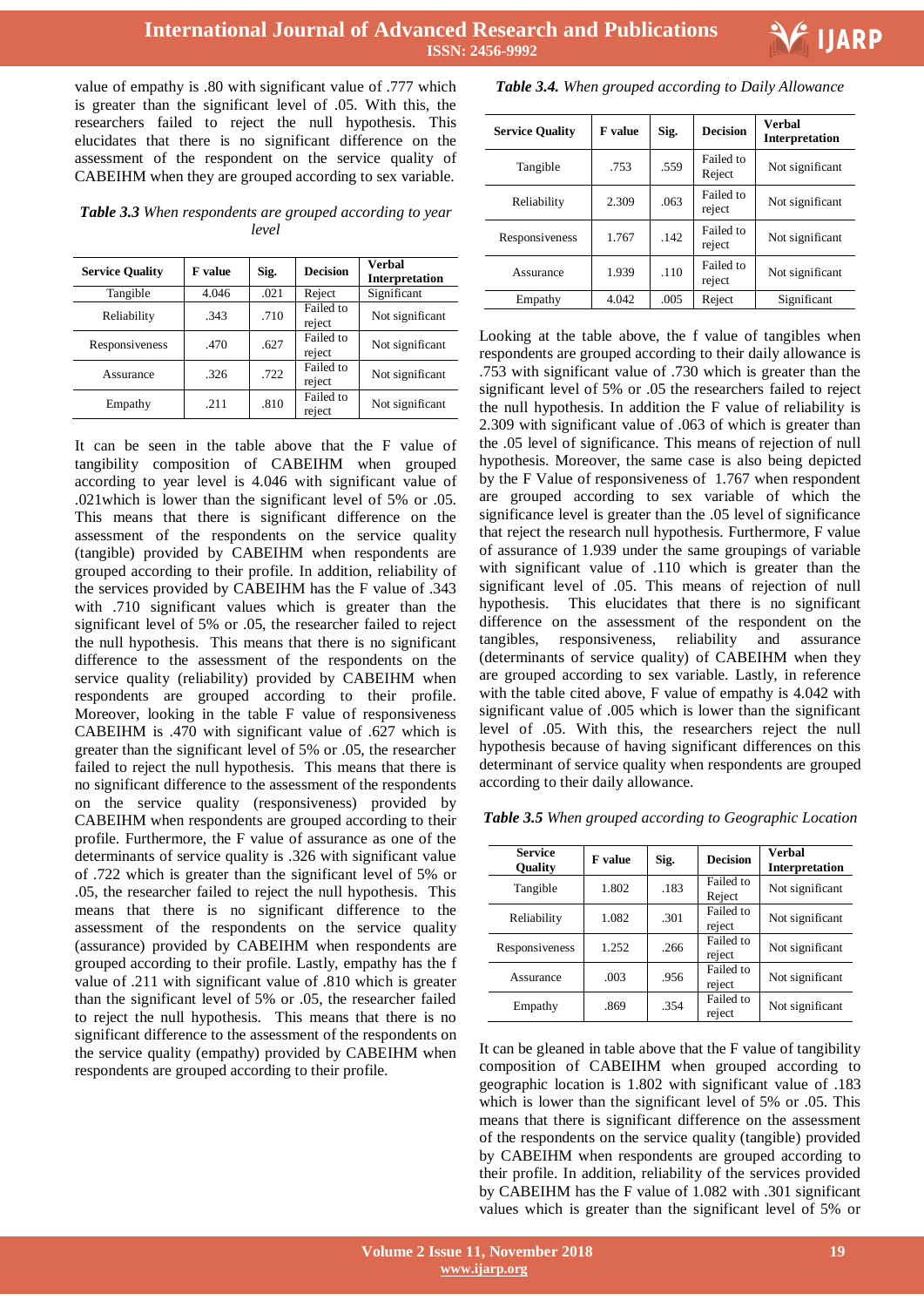value of empathy is .80 with significant value of .777 which is greater than the significant level of .05. With this, the researchers failed to reject the null hypothesis. This elucidates that there is no significant difference on the assessment of the respondent on the service quality of CABEIHM when they are grouped according to sex variable.

***Table 3.3*** *When respondents are grouped according to year level*

| Service Quality | F value | Sig. | Decision | Verbal Interpretation |
|---|---|---|---|---|
| Tangible | 4.046 | .021 | Reject | Significant |
| Reliability | .343 | .710 | Failed to reject | Not significant |
| Responsiveness | .470 | .627 | Failed to reject | Not significant |
| Assurance | .326 | .722 | Failed to reject | Not significant |
| Empathy | .211 | .810 | Failed to reject | Not significant |

It can be seen in the table above that the F value of tangibility composition of CABEIHM when grouped according to year level is 4.046 with significant value of .021which is lower than the significant level of 5% or .05. This means that there is significant difference on the assessment of the respondents on the service quality (tangible) provided by CABEIHM when respondents are grouped according to their profile. In addition, reliability of the services provided by CABEIHM has the F value of .343 with .710 significant values which is greater than the significant level of 5% or .05, the researcher failed to reject the null hypothesis. This means that there is no significant difference to the assessment of the respondents on the service quality (reliability) provided by CABEIHM when respondents are grouped according to their profile. Moreover, looking in the table F value of responsiveness CABEIHM is .470 with significant value of .627 which is greater than the significant level of 5% or .05, the researcher failed to reject the null hypothesis. This means that there is no significant difference to the assessment of the respondents on the service quality (responsiveness) provided by CABEIHM when respondents are grouped according to their profile. Furthermore, the F value of assurance as one of the determinants of service quality is .326 with significant value of .722 which is greater than the significant level of 5% or .05, the researcher failed to reject the null hypothesis. This means that there is no significant difference to the assessment of the respondents on the service quality (assurance) provided by CABEIHM when respondents are grouped according to their profile. Lastly, empathy has the f value of .211 with significant value of .810 which is greater than the significant level of 5% or .05, the researcher failed to reject the null hypothesis. This means that there is no significant difference to the assessment of the respondents on the service quality (empathy) provided by CABEIHM when respondents are grouped according to their profile.

***Table 3.4.*** *When grouped according to Daily Allowance*

| Service Quality | F value | Sig. | Decision | Verbal Interpretation |
|---|---|---|---|---|
| Tangible | .753 | .559 | Failed to Reject | Not significant |
| Reliability | 2.309 | .063 | Failed to reject | Not significant |
| Responsiveness | 1.767 | .142 | Failed to reject | Not significant |
| Assurance | 1.939 | .110 | Failed to reject | Not significant |
| Empathy | 4.042 | .005 | Reject | Significant |

Looking at the table above, the f value of tangibles when respondents are grouped according to their daily allowance is .753 with significant value of .730 which is greater than the significant level of 5% or .05 the researchers failed to reject the null hypothesis. In addition the F value of reliability is 2.309 with significant value of .063 of which is greater than the .05 level of significance. This means of rejection of null hypothesis. Moreover, the same case is also being depicted by the F Value of responsiveness of 1.767 when respondent are grouped according to sex variable of which the significance level is greater than the .05 level of significance that reject the research null hypothesis. Furthermore, F value of assurance of 1.939 under the same groupings of variable with significant value of .110 which is greater than the significant level of .05. This means of rejection of null hypothesis. This elucidates that there is no significant difference on the assessment of the respondent on the tangibles, responsiveness, reliability and assurance (determinants of service quality) of CABEIHM when they are grouped according to sex variable. Lastly, in reference with the table cited above, F value of empathy is 4.042 with significant value of .005 which is lower than the significant level of .05. With this, the researchers reject the null hypothesis because of having significant differences on this determinant of service quality when respondents are grouped according to their daily allowance.

***Table 3.5*** *When grouped according to Geographic Location*

| Service Quality | F value | Sig. | Decision | Verbal Interpretation |
|---|---|---|---|---|
| Tangible | 1.802 | .183 | Failed to Reject | Not significant |
| Reliability | 1.082 | .301 | Failed to reject | Not significant |
| Responsiveness | 1.252 | .266 | Failed to reject | Not significant |
| Assurance | .003 | .956 | Failed to reject | Not significant |
| Empathy | .869 | .354 | Failed to reject | Not significant |

It can be gleaned in table above that the F value of tangibility composition of CABEIHM when grouped according to geographic location is 1.802 with significant value of .183 which is lower than the significant level of 5% or .05. This means that there is significant difference on the assessment of the respondents on the service quality (tangible) provided by CABEIHM when respondents are grouped according to their profile. In addition, reliability of the services provided by CABEIHM has the F value of 1.082 with .301 significant values which is greater than the significant level of 5% or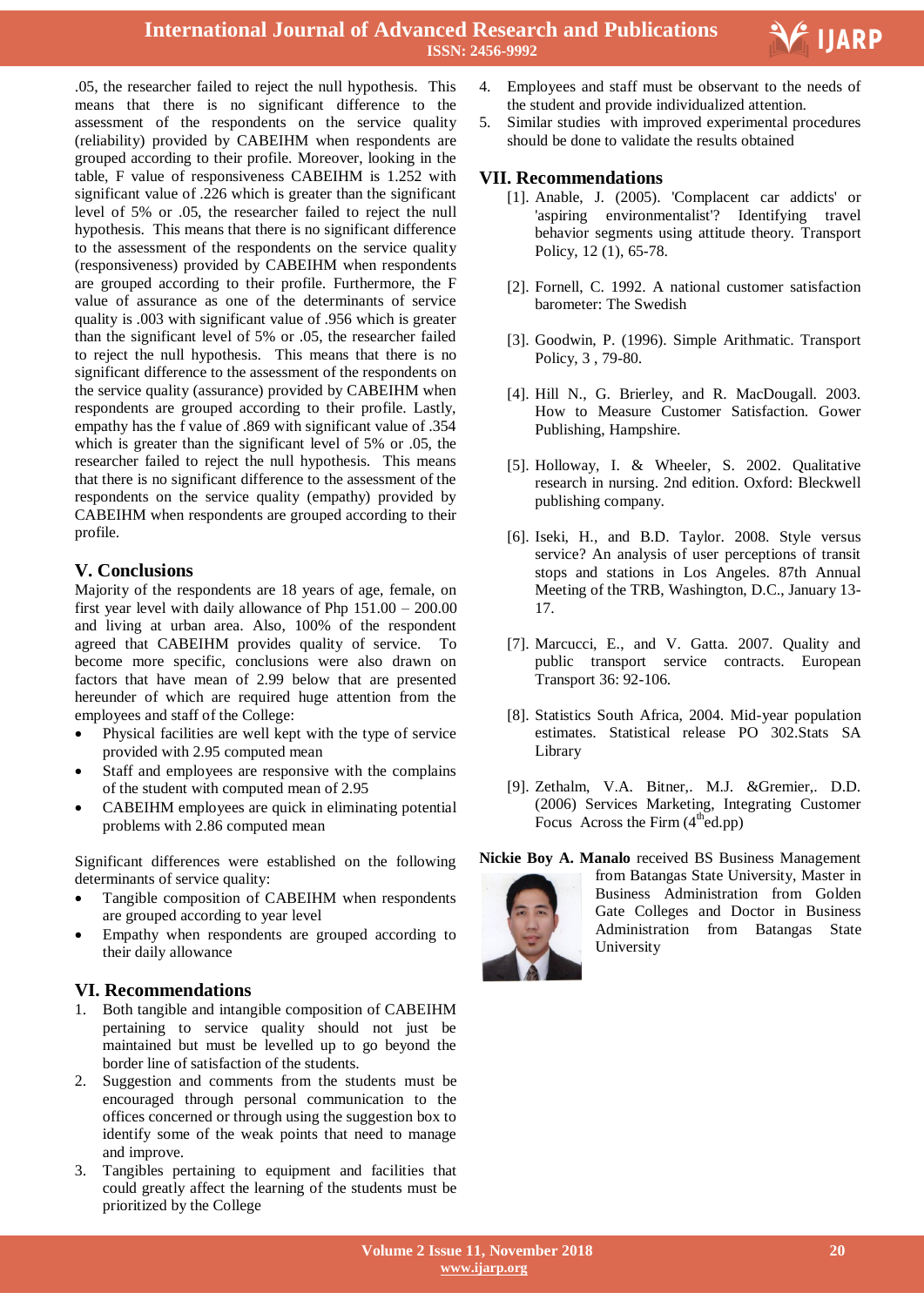.05, the researcher failed to reject the null hypothesis. This means that there is no significant difference to the assessment of the respondents on the service quality (reliability) provided by CABEIHM when respondents are grouped according to their profile. Moreover, looking in the table, F value of responsiveness CABEIHM is 1.252 with significant value of .226 which is greater than the significant level of 5% or .05, the researcher failed to reject the null hypothesis. This means that there is no significant difference to the assessment of the respondents on the service quality (responsiveness) provided by CABEIHM when respondents are grouped according to their profile. Furthermore, the F value of assurance as one of the determinants of service quality is .003 with significant value of .956 which is greater than the significant level of 5% or .05, the researcher failed to reject the null hypothesis. This means that there is no significant difference to the assessment of the respondents on the service quality (assurance) provided by CABEIHM when respondents are grouped according to their profile. Lastly, empathy has the f value of .869 with significant value of .354 which is greater than the significant level of 5% or .05, the researcher failed to reject the null hypothesis. This means that there is no significant difference to the assessment of the respondents on the service quality (empathy) provided by CABEIHM when respondents are grouped according to their profile.

## V. Conclusions

Majority of the respondents are 18 years of age, female, on first year level with daily allowance of Php 151.00 – 200.00 and living at urban area. Also, 100% of the respondent agreed that CABEIHM provides quality of service. To become more specific, conclusions were also drawn on factors that have mean of 2.99 below that are presented hereunder of which are required huge attention from the employees and staff of the College:

- Physical facilities are well kept with the type of service provided with 2.95 computed mean
- Staff and employees are responsive with the complains of the student with computed mean of 2.95
- CABEIHM employees are quick in eliminating potential problems with 2.86 computed mean

Significant differences were established on the following determinants of service quality:

- Tangible composition of CABEIHM when respondents are grouped according to year level
- Empathy when respondents are grouped according to their daily allowance

## VI. Recommendations

1. Both tangible and intangible composition of CABEIHM pertaining to service quality should not just be maintained but must be levelled up to go beyond the border line of satisfaction of the students.
2. Suggestion and comments from the students must be encouraged through personal communication to the offices concerned or through using the suggestion box to identify some of the weak points that need to manage and improve.
3. Tangibles pertaining to equipment and facilities that could greatly affect the learning of the students must be prioritized by the College
4. Employees and staff must be observant to the needs of the student and provide individualized attention.
5. Similar studies with improved experimental procedures should be done to validate the results obtained

## VII. Recommendations

[1]. Anable, J. (2005). 'Complacent car addicts' or 'aspiring environmentalist'? Identifying travel behavior segments using attitude theory. Transport Policy, 12 (1), 65-78.

[2]. Fornell, C. 1992. A national customer satisfaction barometer: The Swedish

[3]. Goodwin, P. (1996). Simple Arithmatic. Transport Policy, 3 , 79-80.

[4]. Hill N., G. Brierley, and R. MacDougall. 2003. How to Measure Customer Satisfaction. Gower Publishing, Hampshire.

[5]. Holloway, I. & Wheeler, S. 2002. Qualitative research in nursing. 2nd edition. Oxford: Bleckwell publishing company.

[6]. Iseki, H., and B.D. Taylor. 2008. Style versus service? An analysis of user perceptions of transit stops and stations in Los Angeles. 87th Annual Meeting of the TRB, Washington, D.C., January 13-17.

[7]. Marcucci, E., and V. Gatta. 2007. Quality and public transport service contracts. European Transport 36: 92-106.

[8]. Statistics South Africa, 2004. Mid-year population estimates. Statistical release PO 302.Stats SA Library

[9]. Zethalm, V.A. Bitner,. M.J. &Gremier,. D.D. (2006) Services Marketing, Integrating Customer Focus Across the Firm (4th ed.pp)

**Nickie Boy A. Manalo** received BS Business Management from Batangas State University, Master in Business Administration from Golden Gate Colleges and Doctor in Business Administration from Batangas State University